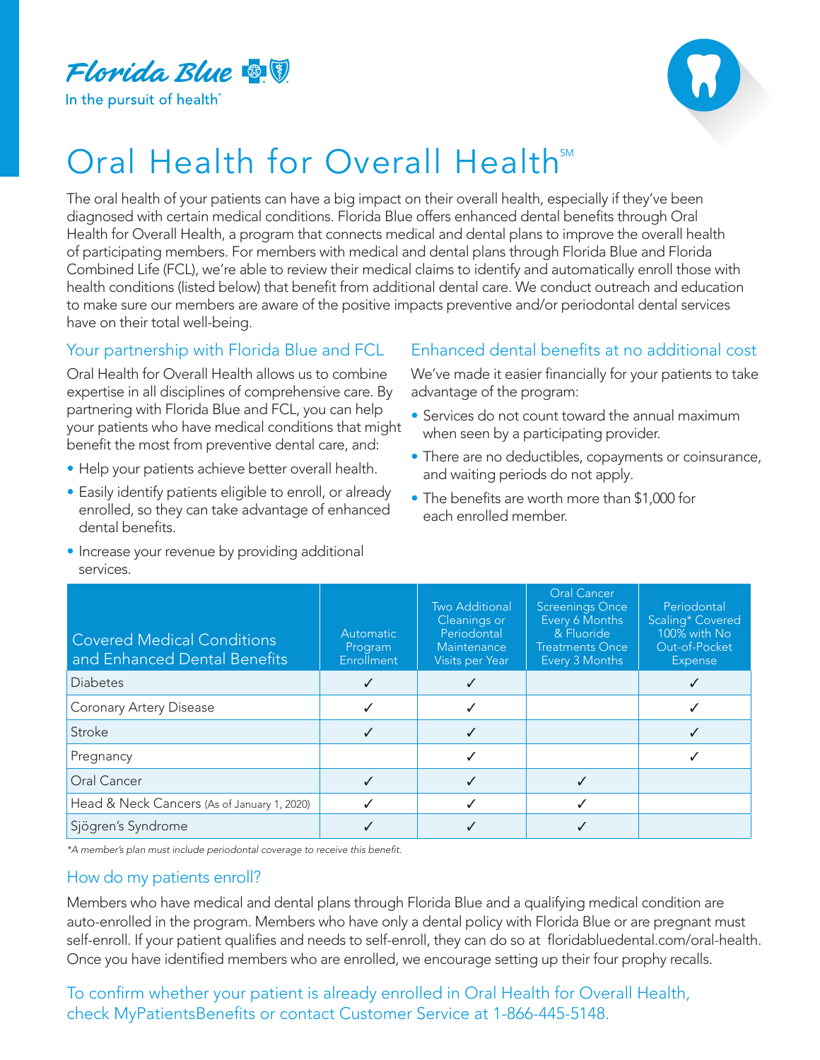Florida Blue

In the pursuit of health®

# Oral Health for Overall Health℠

The oral health of your patients can have a big impact on their overall health, especially if they've been diagnosed with certain medical conditions. Florida Blue offers enhanced dental benefits through Oral Health for Overall Health, a program that connects medical and dental plans to improve the overall health of participating members. For members with medical and dental plans through Florida Blue and Florida Combined Life (FCL), we're able to review their medical claims to identify and automatically enroll those with health conditions (listed below) that benefit from additional dental care. We conduct outreach and education to make sure our members are aware of the positive impacts preventive and/or periodontal dental services have on their total well-being.

## Your partnership with Florida Blue and FCL

Oral Health for Overall Health allows us to combine expertise in all disciplines of comprehensive care. By partnering with Florida Blue and FCL, you can help your patients who have medical conditions that might benefit the most from preventive dental care, and:

- Help your patients achieve better overall health.
- Easily identify patients eligible to enroll, or already enrolled, so they can take advantage of enhanced dental benefits.
- Increase your revenue by providing additional services.

## Enhanced dental benefits at no additional cost

We've made it easier financially for your patients to take advantage of the program:

- Services do not count toward the annual maximum when seen by a participating provider.
- There are no deductibles, copayments or coinsurance, and waiting periods do not apply.
- The benefits are worth more than $1,000 for each enrolled member.

| Covered Medical Conditions and Enhanced Dental Benefits | Automatic Program Enrollment | Two Additional Cleanings or Periodontal Maintenance Visits per Year | Oral Cancer Screenings Once Every 6 Months & Fluoride Treatments Once Every 3 Months | Periodontal Scaling* Covered 100% with No Out-of-Pocket Expense |
|---|---|---|---|---|
| Diabetes | ✓ | ✓ | | ✓ |
| Coronary Artery Disease | ✓ | ✓ | | ✓ |
| Stroke | ✓ | ✓ | | ✓ |
| Pregnancy | | ✓ | | ✓ |
| Oral Cancer | ✓ | ✓ | ✓ | |
| Head & Neck Cancers (As of January 1, 2020) | ✓ | ✓ | ✓ | |
| Sjögren's Syndrome | ✓ | ✓ | ✓ | |

*\*A member's plan must include periodontal coverage to receive this benefit.*

## How do my patients enroll?

Members who have medical and dental plans through Florida Blue and a qualifying medical condition are auto-enrolled in the program. Members who have only a dental policy with Florida Blue or are pregnant must self-enroll. If your patient qualifies and needs to self-enroll, they can do so at floridabluedental.com/oral-health. Once you have identified members who are enrolled, we encourage setting up their four prophy recalls.

To confirm whether your patient is already enrolled in Oral Health for Overall Health, check MyPatientsBenefits or contact Customer Service at 1-866-445-5148.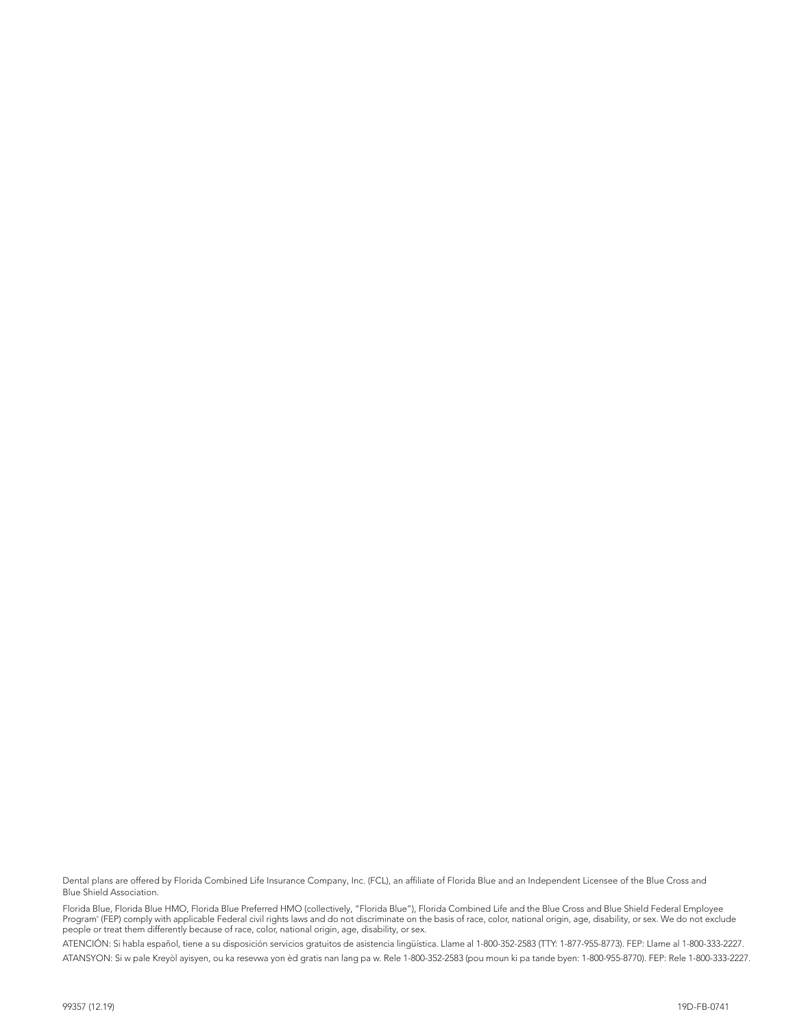Dental plans are offered by Florida Combined Life Insurance Company, Inc. (FCL), an affiliate of Florida Blue and an Independent Licensee of the Blue Cross and Blue Shield Association.

Florida Blue, Florida Blue HMO, Florida Blue Preferred HMO (collectively, "Florida Blue"), Florida Combined Life and the Blue Cross and Blue Shield Federal Employee Program® (FEP) comply with applicable Federal civil rights laws and do not discriminate on the basis of race, color, national origin, age, disability, or sex. We do not exclude people or treat them differently because of race, color, national origin, age, disability, or sex.

ATENCIÓN: Si habla español, tiene a su disposición servicios gratuitos de asistencia lingüística. Llame al 1-800-352-2583 (TTY: 1-877-955-8773). FEP: Llame al 1-800-333-2227.

ATANSYON: Si w pale Kreyòl ayisyen, ou ka resevwa yon èd gratis nan lang pa w. Rele 1-800-352-2583 (pou moun ki pa tande byen: 1-800-955-8770). FEP: Rele 1-800-333-2227.

99357 (12.19) 19D-FB-0741